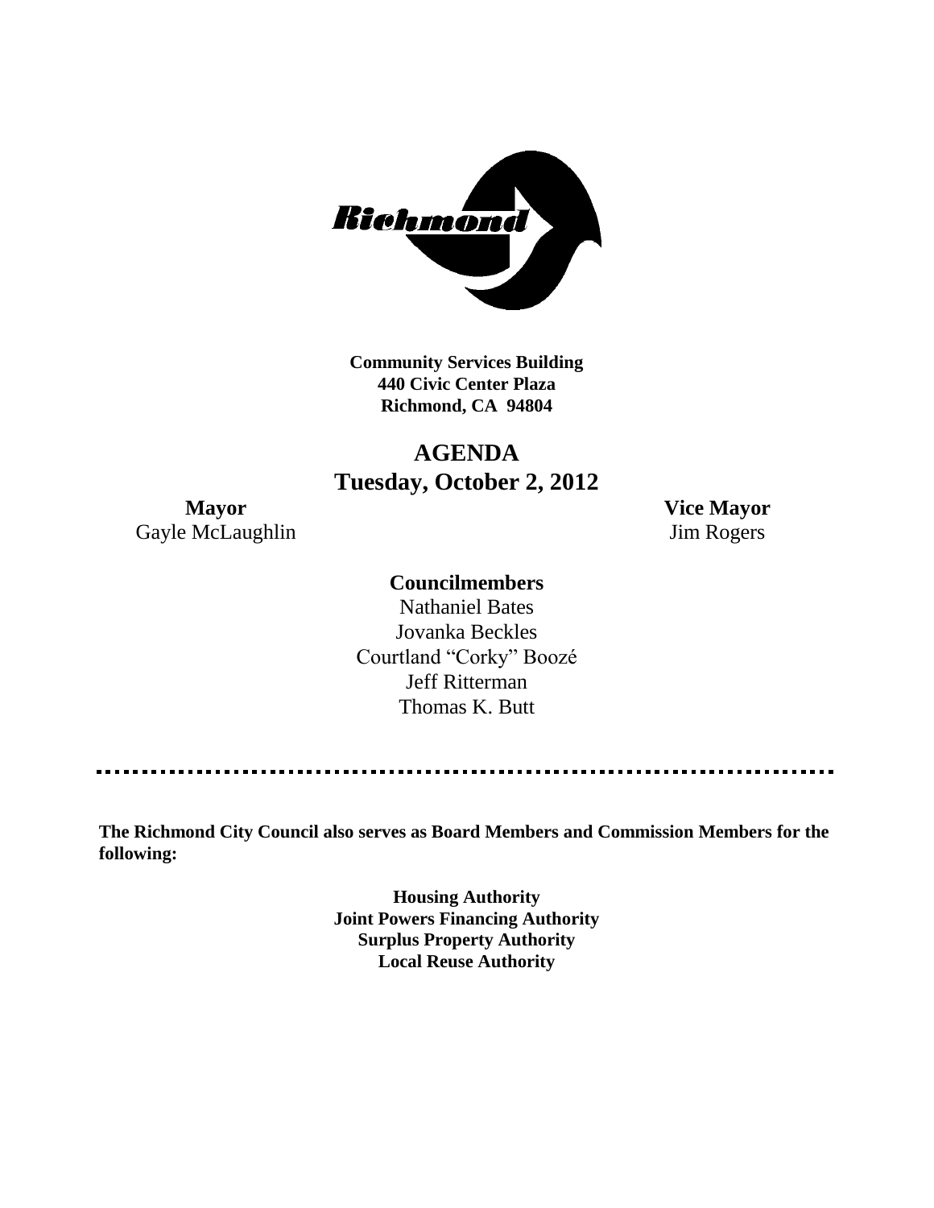**Community Services Building**
**440 Civic Center Plaza**
**Richmond, CA 94804**

# AGENDA
## Tuesday, October 2, 2012

**Mayor**
Gayle McLaughlin

**Vice Mayor**
Jim Rogers

**Councilmembers**
Nathaniel Bates
Jovanka Beckles
Courtland "Corky" Boozé
Jeff Ritterman
Thomas K. Butt

---

**The Richmond City Council also serves as Board Members and Commission Members for the following:**

**Housing Authority**
**Joint Powers Financing Authority**
**Surplus Property Authority**
**Local Reuse Authority**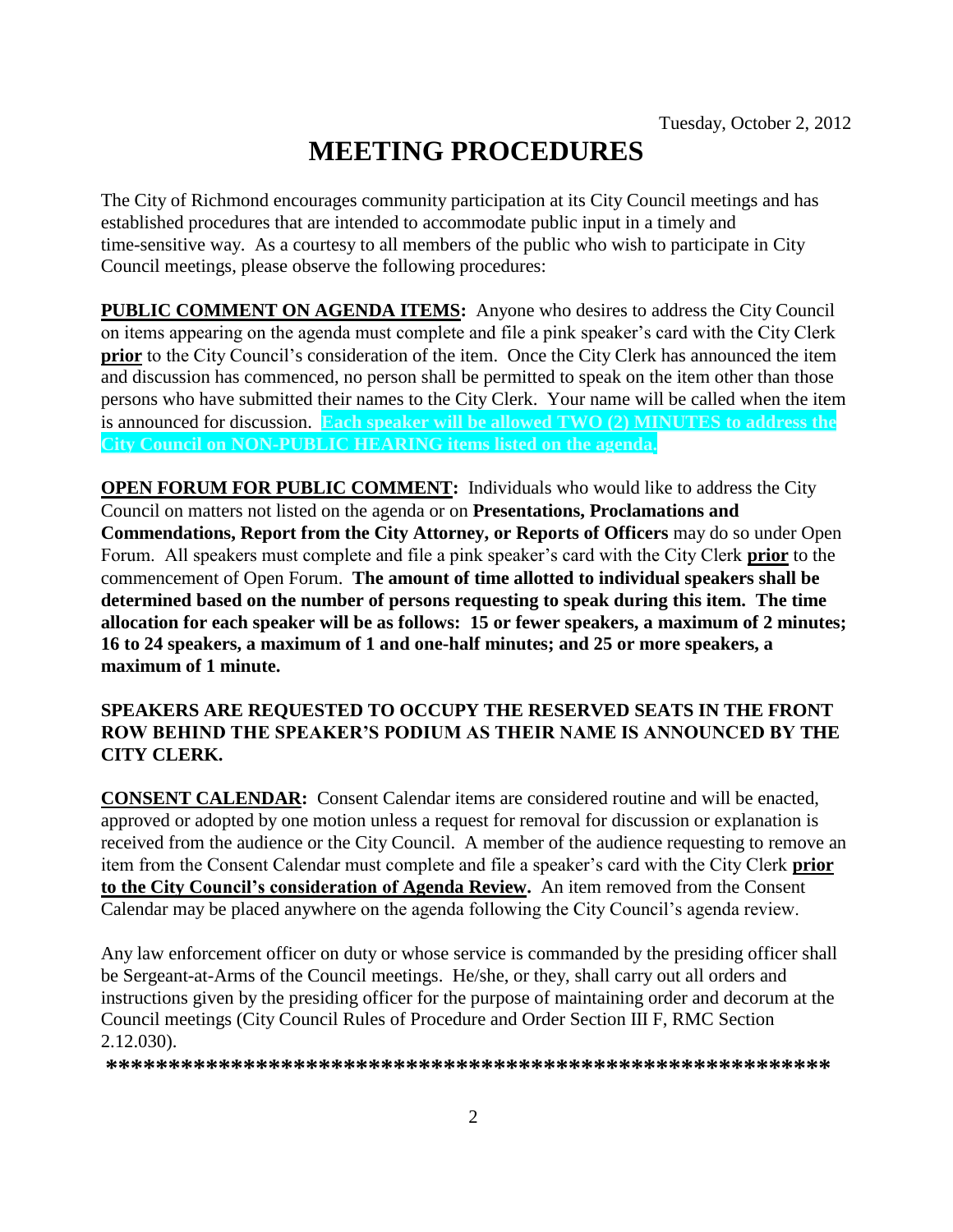Tuesday, October 2, 2012

# MEETING PROCEDURES

The City of Richmond encourages community participation at its City Council meetings and has established procedures that are intended to accommodate public input in a timely and time-sensitive way. As a courtesy to all members of the public who wish to participate in City Council meetings, please observe the following procedures:

**PUBLIC COMMENT ON AGENDA ITEMS:** Anyone who desires to address the City Council on items appearing on the agenda must complete and file a pink speaker's card with the City Clerk **prior** to the City Council's consideration of the item. Once the City Clerk has announced the item and discussion has commenced, no person shall be permitted to speak on the item other than those persons who have submitted their names to the City Clerk. Your name will be called when the item is announced for discussion. **Each speaker will be allowed TWO (2) MINUTES to address the City Council on NON-PUBLIC HEARING items listed on the agenda.**

**OPEN FORUM FOR PUBLIC COMMENT:** Individuals who would like to address the City Council on matters not listed on the agenda or on **Presentations, Proclamations and Commendations, Report from the City Attorney, or Reports of Officers** may do so under Open Forum. All speakers must complete and file a pink speaker's card with the City Clerk **prior** to the commencement of Open Forum. **The amount of time allotted to individual speakers shall be determined based on the number of persons requesting to speak during this item. The time allocation for each speaker will be as follows: 15 or fewer speakers, a maximum of 2 minutes; 16 to 24 speakers, a maximum of 1 and one-half minutes; and 25 or more speakers, a maximum of 1 minute.**

**SPEAKERS ARE REQUESTED TO OCCUPY THE RESERVED SEATS IN THE FRONT ROW BEHIND THE SPEAKER'S PODIUM AS THEIR NAME IS ANNOUNCED BY THE CITY CLERK.**

**CONSENT CALENDAR:** Consent Calendar items are considered routine and will be enacted, approved or adopted by one motion unless a request for removal for discussion or explanation is received from the audience or the City Council. A member of the audience requesting to remove an item from the Consent Calendar must complete and file a speaker's card with the City Clerk **prior to the City Council's consideration of Agenda Review.** An item removed from the Consent Calendar may be placed anywhere on the agenda following the City Council's agenda review.

Any law enforcement officer on duty or whose service is commanded by the presiding officer shall be Sergeant-at-Arms of the Council meetings. He/she, or they, shall carry out all orders and instructions given by the presiding officer for the purpose of maintaining order and decorum at the Council meetings (City Council Rules of Procedure and Order Section III F, RMC Section 2.12.030).

**************************************************************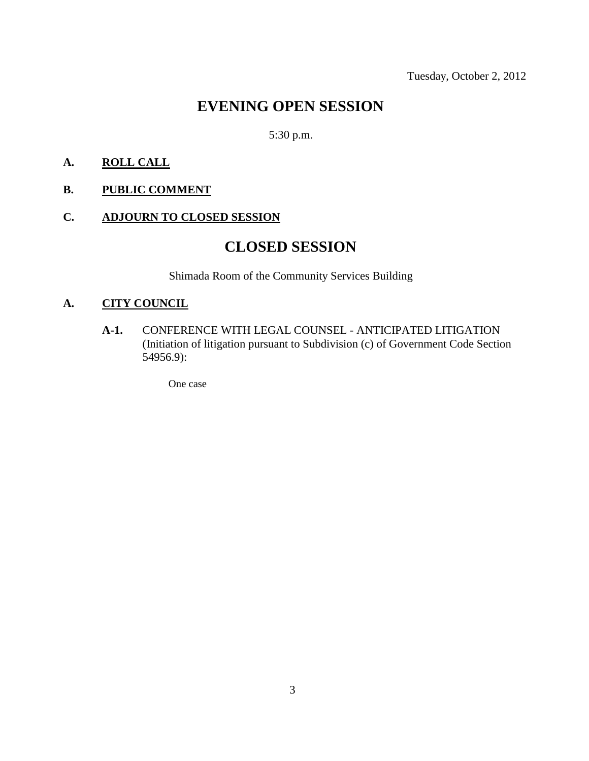Tuesday, October 2, 2012

# EVENING OPEN SESSION

5:30 p.m.

**A. ROLL CALL**

**B. PUBLIC COMMENT**

**C. ADJOURN TO CLOSED SESSION**

# CLOSED SESSION

Shimada Room of the Community Services Building

**A. CITY COUNCIL**

**A-1.** CONFERENCE WITH LEGAL COUNSEL - ANTICIPATED LITIGATION (Initiation of litigation pursuant to Subdivision (c) of Government Code Section 54956.9):

One case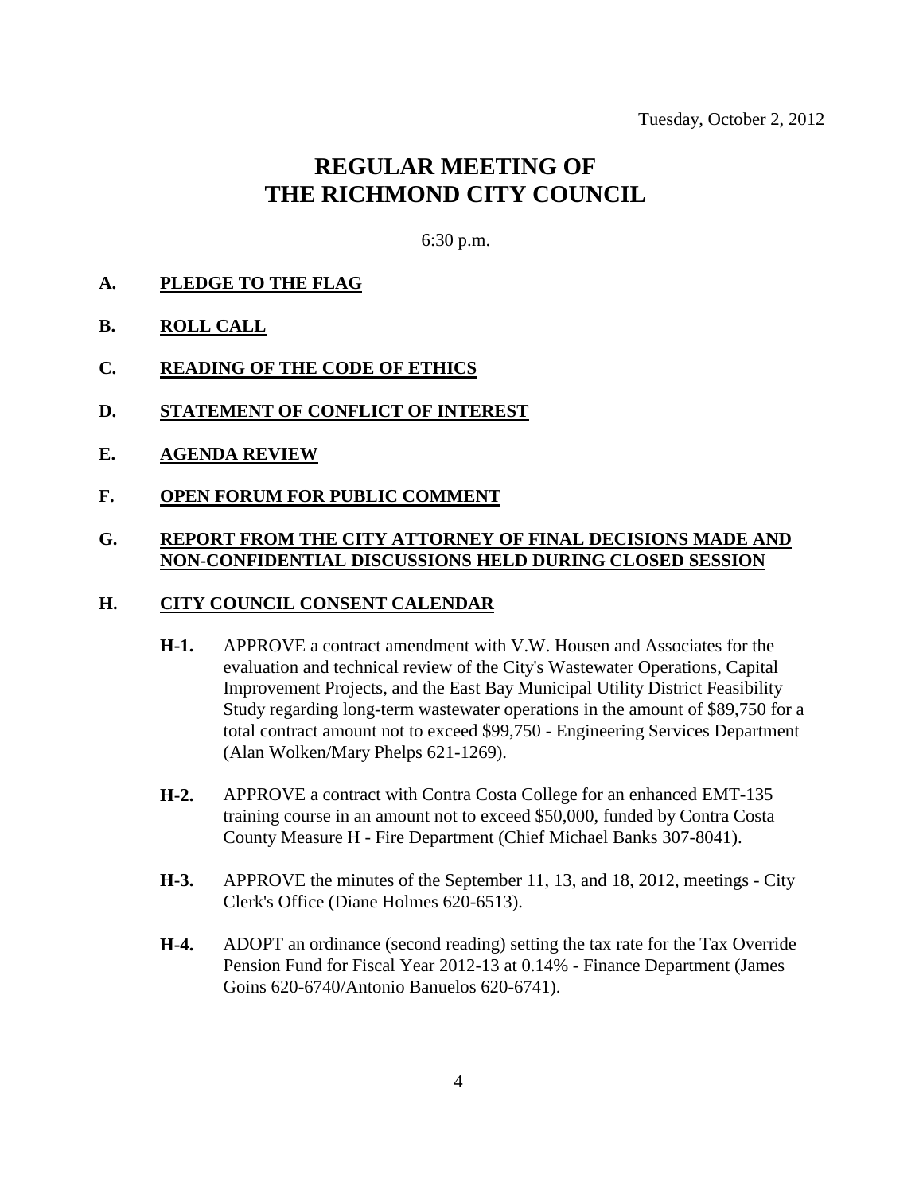Tuesday, October 2, 2012

# REGULAR MEETING OF THE RICHMOND CITY COUNCIL

6:30 p.m.

**A. PLEDGE TO THE FLAG**

**B. ROLL CALL**

**C. READING OF THE CODE OF ETHICS**

**D. STATEMENT OF CONFLICT OF INTEREST**

**E. AGENDA REVIEW**

**F. OPEN FORUM FOR PUBLIC COMMENT**

**G. REPORT FROM THE CITY ATTORNEY OF FINAL DECISIONS MADE AND NON-CONFIDENTIAL DISCUSSIONS HELD DURING CLOSED SESSION**

**H. CITY COUNCIL CONSENT CALENDAR**

**H-1.** APPROVE a contract amendment with V.W. Housen and Associates for the evaluation and technical review of the City's Wastewater Operations, Capital Improvement Projects, and the East Bay Municipal Utility District Feasibility Study regarding long-term wastewater operations in the amount of $89,750 for a total contract amount not to exceed $99,750 - Engineering Services Department (Alan Wolken/Mary Phelps 621-1269).

**H-2.** APPROVE a contract with Contra Costa College for an enhanced EMT-135 training course in an amount not to exceed $50,000, funded by Contra Costa County Measure H - Fire Department (Chief Michael Banks 307-8041).

**H-3.** APPROVE the minutes of the September 11, 13, and 18, 2012, meetings - City Clerk's Office (Diane Holmes 620-6513).

**H-4.** ADOPT an ordinance (second reading) setting the tax rate for the Tax Override Pension Fund for Fiscal Year 2012-13 at 0.14% - Finance Department (James Goins 620-6740/Antonio Banuelos 620-6741).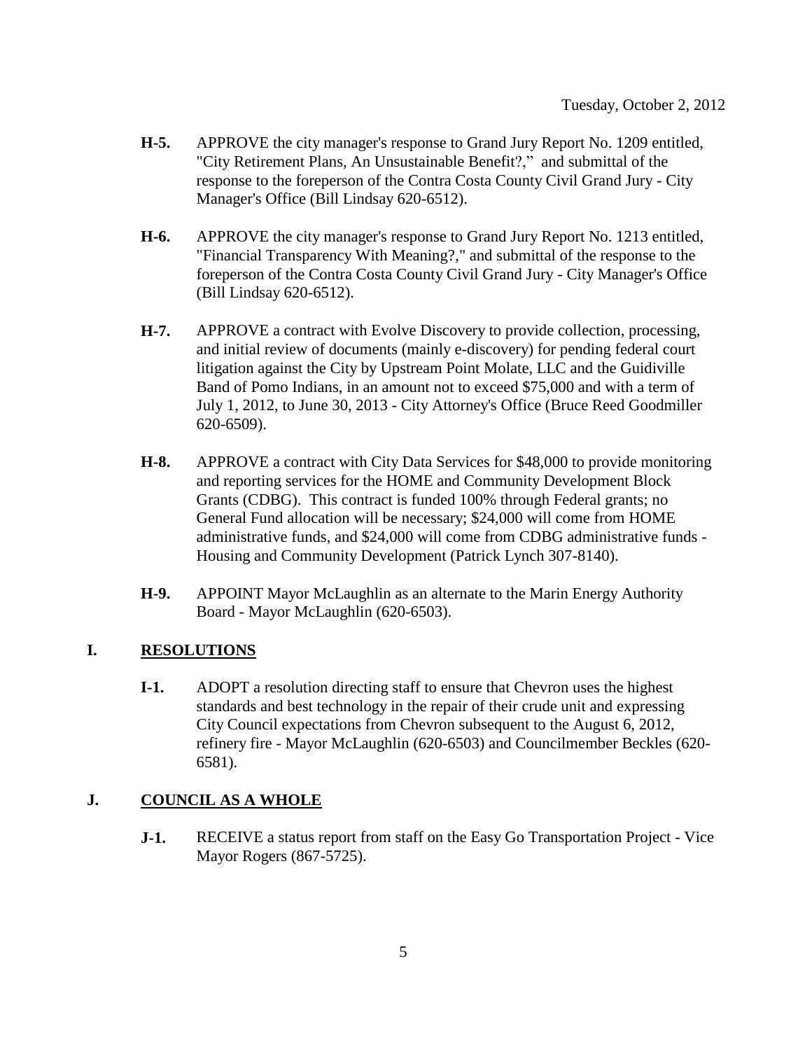Tuesday, October 2, 2012

**H-5.** APPROVE the city manager's response to Grand Jury Report No. 1209 entitled, "City Retirement Plans, An Unsustainable Benefit?," and submittal of the response to the foreperson of the Contra Costa County Civil Grand Jury - City Manager's Office (Bill Lindsay 620-6512).

**H-6.** APPROVE the city manager's response to Grand Jury Report No. 1213 entitled, "Financial Transparency With Meaning?," and submittal of the response to the foreperson of the Contra Costa County Civil Grand Jury - City Manager's Office (Bill Lindsay 620-6512).

**H-7.** APPROVE a contract with Evolve Discovery to provide collection, processing, and initial review of documents (mainly e-discovery) for pending federal court litigation against the City by Upstream Point Molate, LLC and the Guidiville Band of Pomo Indians, in an amount not to exceed $75,000 and with a term of July 1, 2012, to June 30, 2013 - City Attorney's Office (Bruce Reed Goodmiller 620-6509).

**H-8.** APPROVE a contract with City Data Services for $48,000 to provide monitoring and reporting services for the HOME and Community Development Block Grants (CDBG). This contract is funded 100% through Federal grants; no General Fund allocation will be necessary; $24,000 will come from HOME administrative funds, and $24,000 will come from CDBG administrative funds - Housing and Community Development (Patrick Lynch 307-8140).

**H-9.** APPOINT Mayor McLaughlin as an alternate to the Marin Energy Authority Board - Mayor McLaughlin (620-6503).

## I. RESOLUTIONS

**I-1.** ADOPT a resolution directing staff to ensure that Chevron uses the highest standards and best technology in the repair of their crude unit and expressing City Council expectations from Chevron subsequent to the August 6, 2012, refinery fire - Mayor McLaughlin (620-6503) and Councilmember Beckles (620-6581).

## J. COUNCIL AS A WHOLE

**J-1.** RECEIVE a status report from staff on the Easy Go Transportation Project - Vice Mayor Rogers (867-5725).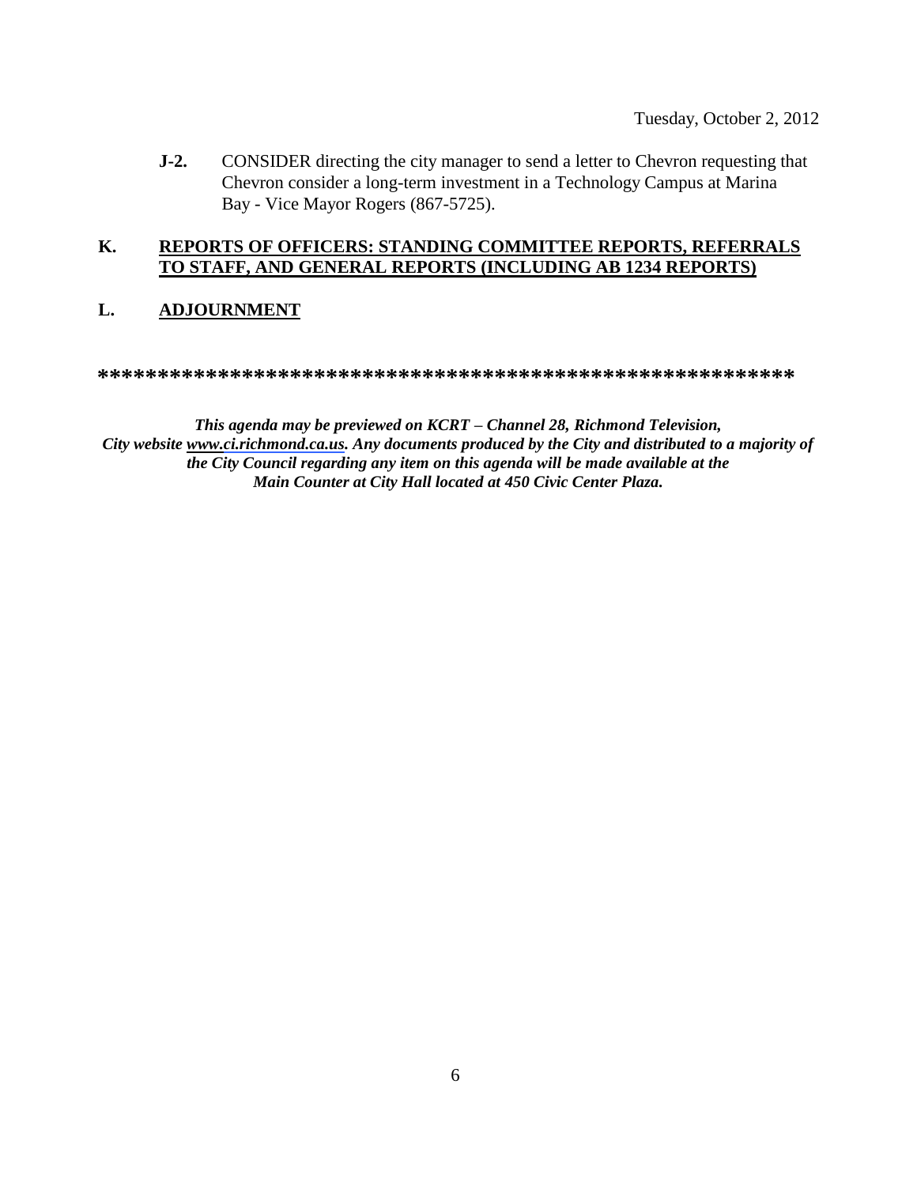**J-2.** CONSIDER directing the city manager to send a letter to Chevron requesting that Chevron consider a long-term investment in a Technology Campus at Marina Bay - Vice Mayor Rogers (867-5725).

## K. <u>REPORTS OF OFFICERS: STANDING COMMITTEE REPORTS, REFERRALS TO STAFF, AND GENERAL REPORTS (INCLUDING AB 1234 REPORTS)</u>

## L. <u>ADJOURNMENT</u>

**************************************************************

***This agenda may be previewed on KCRT – Channel 28, Richmond Television, City website www.ci.richmond.ca.us. Any documents produced by the City and distributed to a majority of the City Council regarding any item on this agenda will be made available at the Main Counter at City Hall located at 450 Civic Center Plaza.***